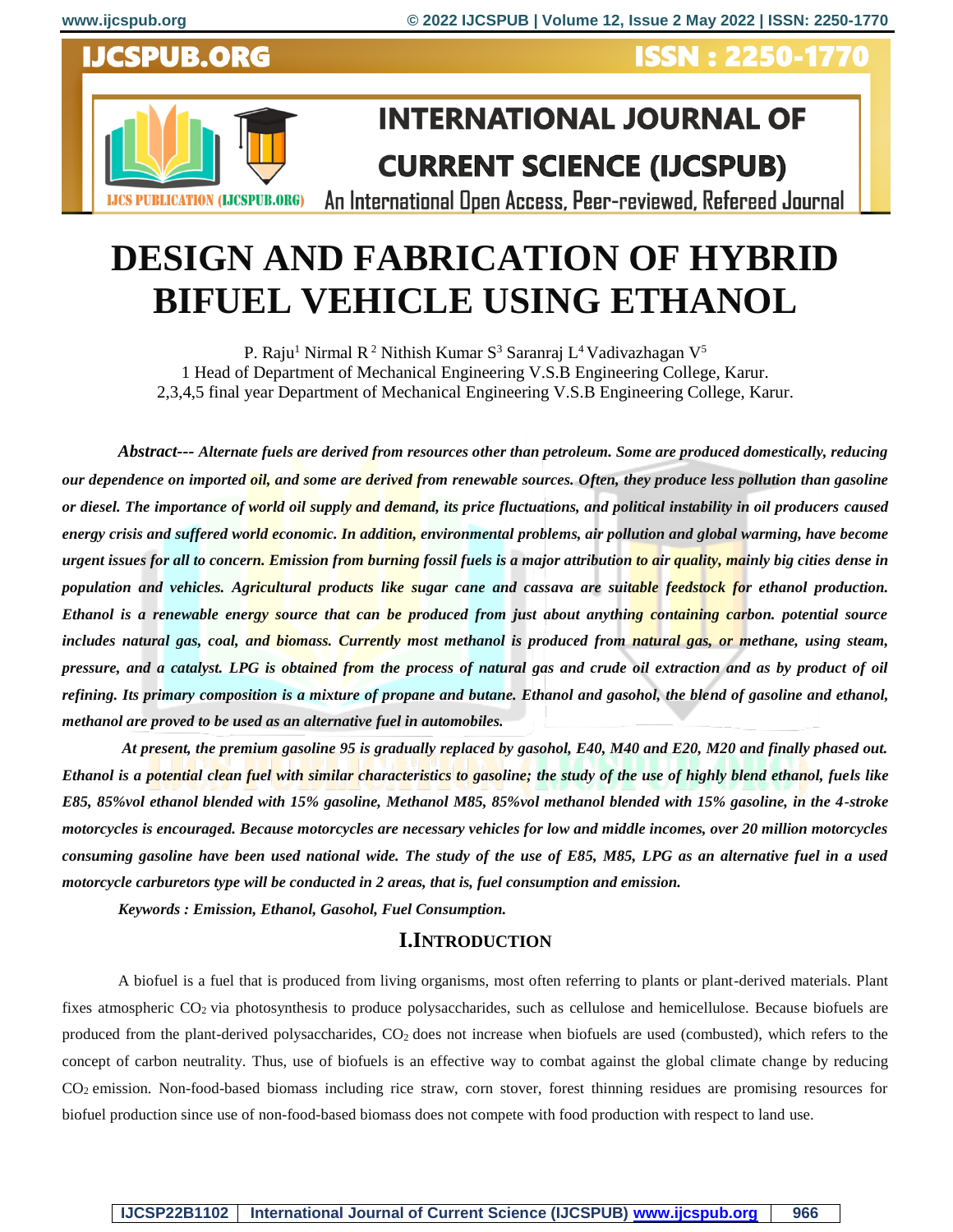# DESIGN AND FABRICATION OF HYBRID BIFUEL VEHICLE USING ETHANOL

P. Raju[1] Nirmal R[2] Nithish Kumar S[3] Saranraj L[4] Vadivazhagan V[5]

1 Head of Department of Mechanical Engineering V.S.B Engineering College, Karur.

2,3,4,5 final year Department of Mechanical Engineering V.S.B Engineering College, Karur.

***Abstract---*** ***Alternate fuels are derived from resources other than petroleum. Some are produced domestically, reducing our dependence on imported oil, and some are derived from renewable sources. Often, they produce less pollution than gasoline or diesel. The importance of world oil supply and demand, its price fluctuations, and political instability in oil producers caused energy crisis and suffered world economic. In addition, environmental problems, air pollution and global warming, have become urgent issues for all to concern. Emission from burning fossil fuels is a major attribution to air quality, mainly big cities dense in population and vehicles. Agricultural products like sugar cane and cassava are suitable feedstock for ethanol production. Ethanol is a renewable energy source that can be produced from just about anything containing carbon. potential source includes natural gas, coal, and biomass. Currently most methanol is produced from natural gas, or methane, using steam, pressure, and a catalyst. LPG is obtained from the process of natural gas and crude oil extraction and as by product of oil refining. Its primary composition is a mixture of propane and butane. Ethanol and gasohol, the blend of gasoline and ethanol, methanol are proved to be used as an alternative fuel in automobiles.***

***At present, the premium gasoline 95 is gradually replaced by gasohol, E40, M40 and E20, M20 and finally phased out. Ethanol is a potential clean fuel with similar characteristics to gasoline; the study of the use of highly blend ethanol, fuels like E85, 85%vol ethanol blended with 15% gasoline, Methanol M85, 85%vol methanol blended with 15% gasoline, in the 4-stroke motorcycles is encouraged. Because motorcycles are necessary vehicles for low and middle incomes, over 20 million motorcycles consuming gasoline have been used national wide. The study of the use of E85, M85, LPG as an alternative fuel in a used motorcycle carburetors type will be conducted in 2 areas, that is, fuel consumption and emission.***

***Keywords : Emission, Ethanol, Gasohol, Fuel Consumption.***

## I.INTRODUCTION

A biofuel is a fuel that is produced from living organisms, most often referring to plants or plant-derived materials. Plant fixes atmospheric $CO_2$ via photosynthesis to produce polysaccharides, such as cellulose and hemicellulose. Because biofuels are produced from the plant-derived polysaccharides, $CO_2$ does not increase when biofuels are used (combusted), which refers to the concept of carbon neutrality. Thus, use of biofuels is an effective way to combat against the global climate change by reducing $CO_2$ emission. Non-food-based biomass including rice straw, corn stover, forest thinning residues are promising resources for biofuel production since use of non-food-based biomass does not compete with food production with respect to land use.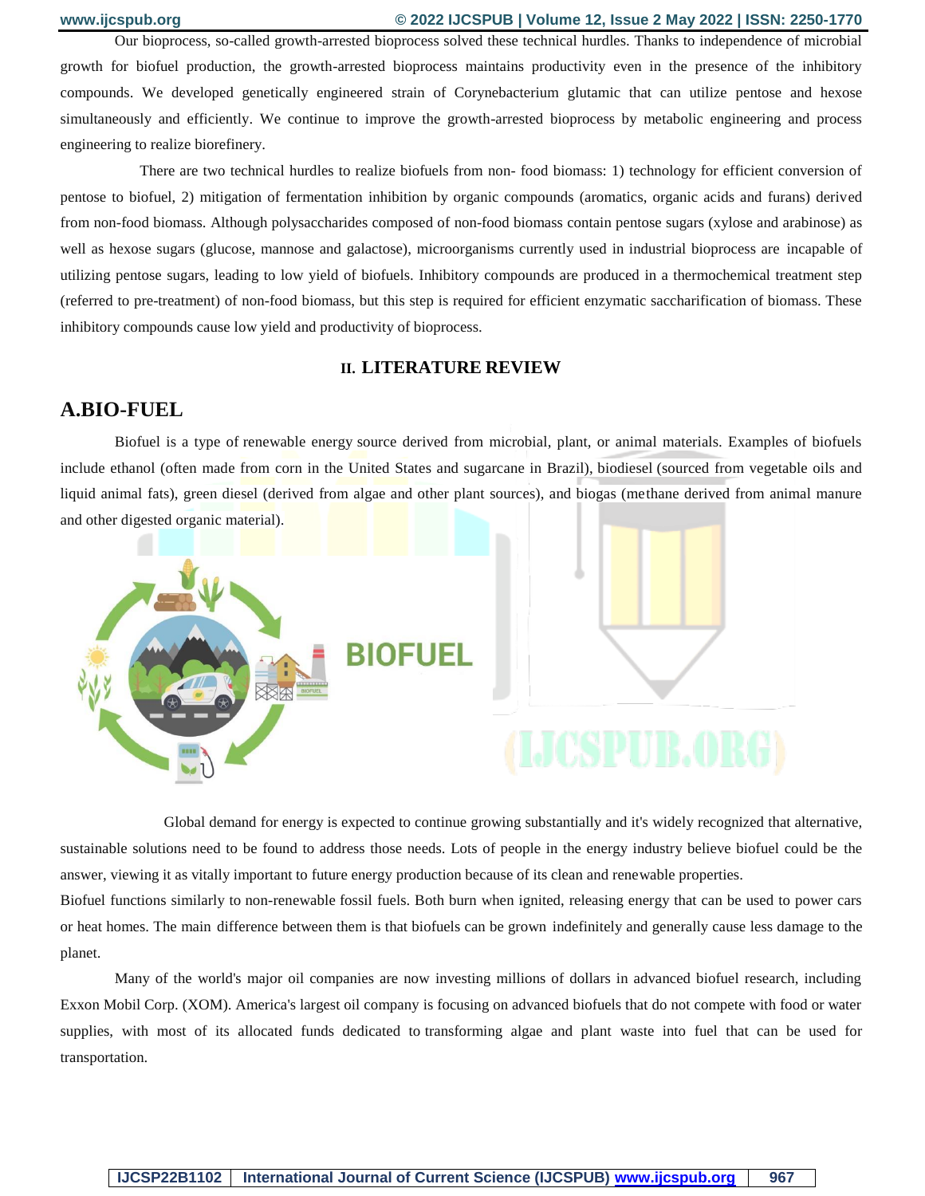Our bioprocess, so-called growth-arrested bioprocess solved these technical hurdles. Thanks to independence of microbial growth for biofuel production, the growth-arrested bioprocess maintains productivity even in the presence of the inhibitory compounds. We developed genetically engineered strain of Corynebacterium glutamic that can utilize pentose and hexose simultaneously and efficiently. We continue to improve the growth-arrested bioprocess by metabolic engineering and process engineering to realize biorefinery.

There are two technical hurdles to realize biofuels from non- food biomass: 1) technology for efficient conversion of pentose to biofuel, 2) mitigation of fermentation inhibition by organic compounds (aromatics, organic acids and furans) derived from non-food biomass. Although polysaccharides composed of non-food biomass contain pentose sugars (xylose and arabinose) as well as hexose sugars (glucose, mannose and galactose), microorganisms currently used in industrial bioprocess are incapable of utilizing pentose sugars, leading to low yield of biofuels. Inhibitory compounds are produced in a thermochemical treatment step (referred to pre-treatment) of non-food biomass, but this step is required for efficient enzymatic saccharification of biomass. These inhibitory compounds cause low yield and productivity of bioprocess.

## II. LITERATURE REVIEW

## A.BIO-FUEL

Biofuel is a type of renewable energy source derived from microbial, plant, or animal materials. Examples of biofuels include ethanol (often made from corn in the United States and sugarcane in Brazil), biodiesel (sourced from vegetable oils and liquid animal fats), green diesel (derived from algae and other plant sources), and biogas (methane derived from animal manure and other digested organic material).

BIOFUEL

Global demand for energy is expected to continue growing substantially and it's widely recognized that alternative, sustainable solutions need to be found to address those needs. Lots of people in the energy industry believe biofuel could be the answer, viewing it as vitally important to future energy production because of its clean and renewable properties.

Biofuel functions similarly to non-renewable fossil fuels. Both burn when ignited, releasing energy that can be used to power cars or heat homes. The main difference between them is that biofuels can be grown indefinitely and generally cause less damage to the planet.

Many of the world's major oil companies are now investing millions of dollars in advanced biofuel research, including Exxon Mobil Corp. (XOM). America's largest oil company is focusing on advanced biofuels that do not compete with food or water supplies, with most of its allocated funds dedicated to transforming algae and plant waste into fuel that can be used for transportation.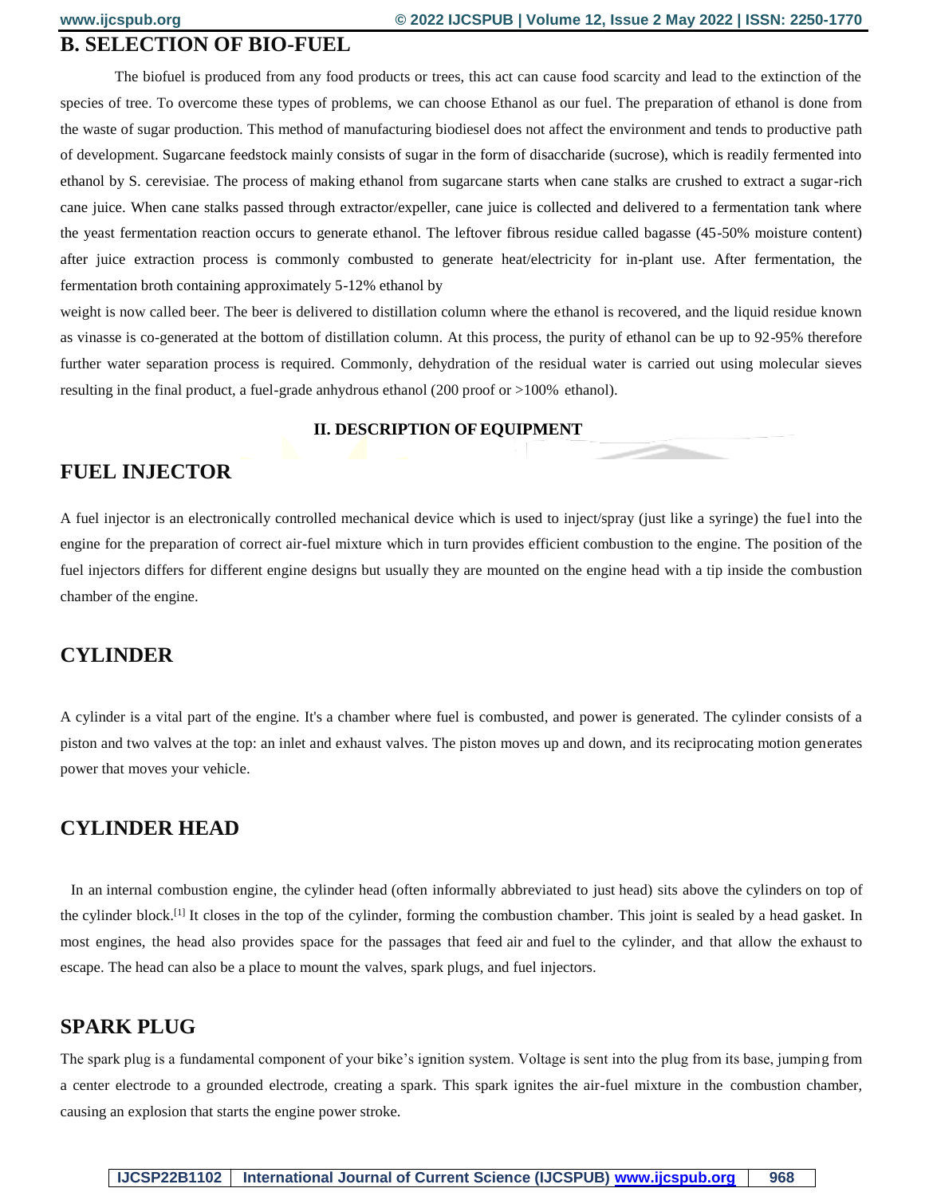## B. SELECTION OF BIO-FUEL

The biofuel is produced from any food products or trees, this act can cause food scarcity and lead to the extinction of the species of tree. To overcome these types of problems, we can choose Ethanol as our fuel. The preparation of ethanol is done from the waste of sugar production. This method of manufacturing biodiesel does not affect the environment and tends to productive path of development. Sugarcane feedstock mainly consists of sugar in the form of disaccharide (sucrose), which is readily fermented into ethanol by S. cerevisiae. The process of making ethanol from sugarcane starts when cane stalks are crushed to extract a sugar-rich cane juice. When cane stalks passed through extractor/expeller, cane juice is collected and delivered to a fermentation tank where the yeast fermentation reaction occurs to generate ethanol. The leftover fibrous residue called bagasse (45-50% moisture content) after juice extraction process is commonly combusted to generate heat/electricity for in-plant use. After fermentation, the fermentation broth containing approximately 5-12% ethanol by weight is now called beer. The beer is delivered to distillation column where the ethanol is recovered, and the liquid residue known as vinasse is co-generated at the bottom of distillation column. At this process, the purity of ethanol can be up to 92-95% therefore further water separation process is required. Commonly, dehydration of the residual water is carried out using molecular sieves resulting in the final product, a fuel-grade anhydrous ethanol (200 proof or >100% ethanol).

## II. DESCRIPTION OF EQUIPMENT

## FUEL INJECTOR

A fuel injector is an electronically controlled mechanical device which is used to inject/spray (just like a syringe) the fuel into the engine for the preparation of correct air-fuel mixture which in turn provides efficient combustion to the engine. The position of the fuel injectors differs for different engine designs but usually they are mounted on the engine head with a tip inside the combustion chamber of the engine.

## CYLINDER

A cylinder is a vital part of the engine. It's a chamber where fuel is combusted, and power is generated. The cylinder consists of a piston and two valves at the top: an inlet and exhaust valves. The piston moves up and down, and its reciprocating motion generates power that moves your vehicle.

## CYLINDER HEAD

In an internal combustion engine, the cylinder head (often informally abbreviated to just head) sits above the cylinders on top of the cylinder block.[1] It closes in the top of the cylinder, forming the combustion chamber. This joint is sealed by a head gasket. In most engines, the head also provides space for the passages that feed air and fuel to the cylinder, and that allow the exhaust to escape. The head can also be a place to mount the valves, spark plugs, and fuel injectors.

## SPARK PLUG

The spark plug is a fundamental component of your bike's ignition system. Voltage is sent into the plug from its base, jumping from a center electrode to a grounded electrode, creating a spark. This spark ignites the air-fuel mixture in the combustion chamber, causing an explosion that starts the engine power stroke.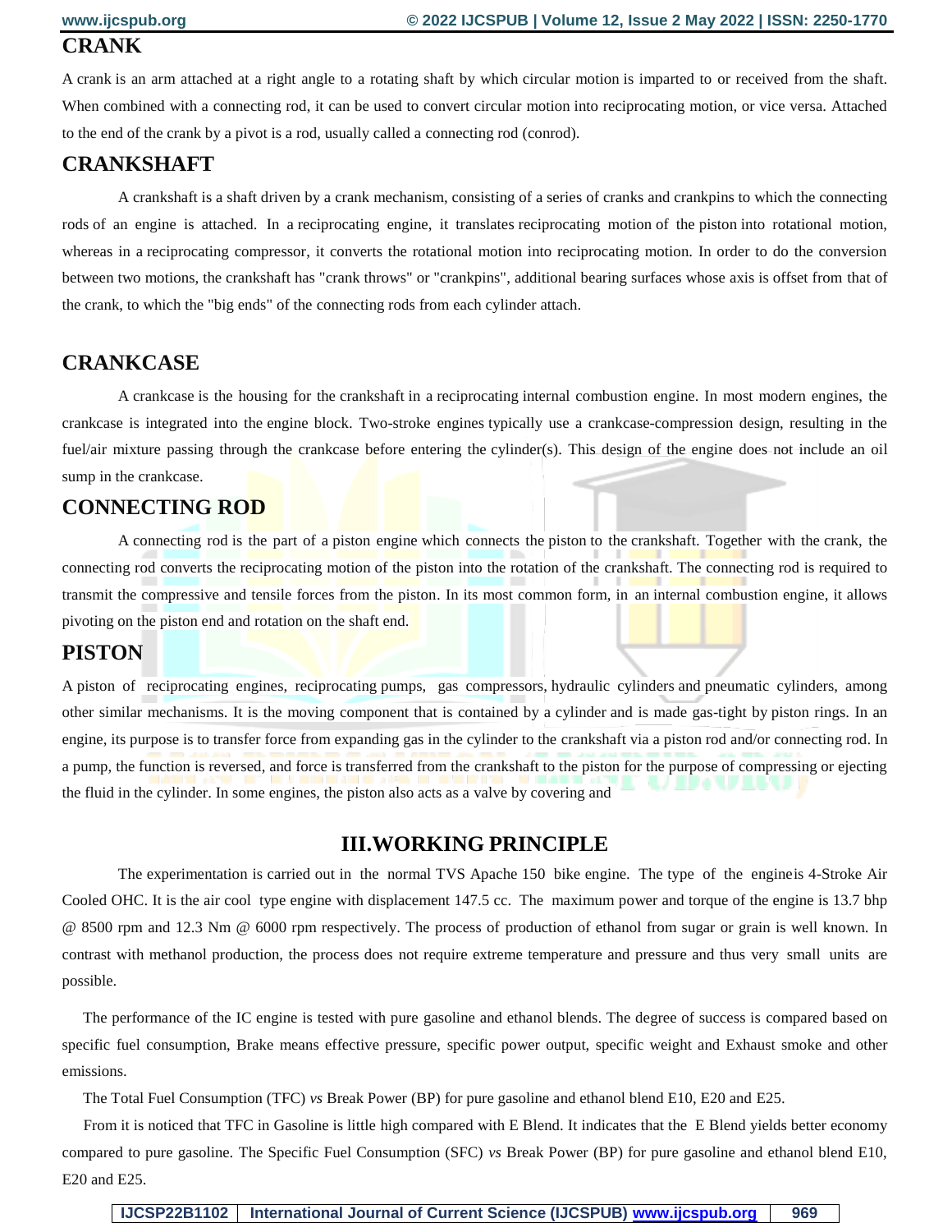## CRANK

A crank is an arm attached at a right angle to a rotating shaft by which circular motion is imparted to or received from the shaft. When combined with a connecting rod, it can be used to convert circular motion into reciprocating motion, or vice versa. Attached to the end of the crank by a pivot is a rod, usually called a connecting rod (conrod).

## CRANKSHAFT

A crankshaft is a shaft driven by a crank mechanism, consisting of a series of cranks and crankpins to which the connecting rods of an engine is attached. In a reciprocating engine, it translates reciprocating motion of the piston into rotational motion, whereas in a reciprocating compressor, it converts the rotational motion into reciprocating motion. In order to do the conversion between two motions, the crankshaft has "crank throws" or "crankpins", additional bearing surfaces whose axis is offset from that of the crank, to which the "big ends" of the connecting rods from each cylinder attach.

## CRANKCASE

A crankcase is the housing for the crankshaft in a reciprocating internal combustion engine. In most modern engines, the crankcase is integrated into the engine block. Two-stroke engines typically use a crankcase-compression design, resulting in the fuel/air mixture passing through the crankcase before entering the cylinder(s). This design of the engine does not include an oil sump in the crankcase.

## CONNECTING ROD

A connecting rod is the part of a piston engine which connects the piston to the crankshaft. Together with the crank, the connecting rod converts the reciprocating motion of the piston into the rotation of the crankshaft. The connecting rod is required to transmit the compressive and tensile forces from the piston. In its most common form, in an internal combustion engine, it allows pivoting on the piston end and rotation on the shaft end.

## PISTON

A piston of reciprocating engines, reciprocating pumps, gas compressors, hydraulic cylinders and pneumatic cylinders, among other similar mechanisms. It is the moving component that is contained by a cylinder and is made gas-tight by piston rings. In an engine, its purpose is to transfer force from expanding gas in the cylinder to the crankshaft via a piston rod and/or connecting rod. In a pump, the function is reversed, and force is transferred from the crankshaft to the piston for the purpose of compressing or ejecting the fluid in the cylinder. In some engines, the piston also acts as a valve by covering and

## III. WORKING PRINCIPLE

The experimentation is carried out in the normal TVS Apache 150 bike engine. The type of the engineis 4-Stroke Air Cooled OHC. It is the air cool type engine with displacement 147.5 cc. The maximum power and torque of the engine is 13.7 bhp @ 8500 rpm and 12.3 Nm @ 6000 rpm respectively. The process of production of ethanol from sugar or grain is well known. In contrast with methanol production, the process does not require extreme temperature and pressure and thus very small units are possible.

The performance of the IC engine is tested with pure gasoline and ethanol blends. The degree of success is compared based on specific fuel consumption, Brake means effective pressure, specific power output, specific weight and Exhaust smoke and other emissions.

The Total Fuel Consumption (TFC) *vs* Break Power (BP) for pure gasoline and ethanol blend E10, E20 and E25.

From it is noticed that TFC in Gasoline is little high compared with E Blend. It indicates that the E Blend yields better economy compared to pure gasoline. The Specific Fuel Consumption (SFC) *vs* Break Power (BP) for pure gasoline and ethanol blend E10, E20 and E25.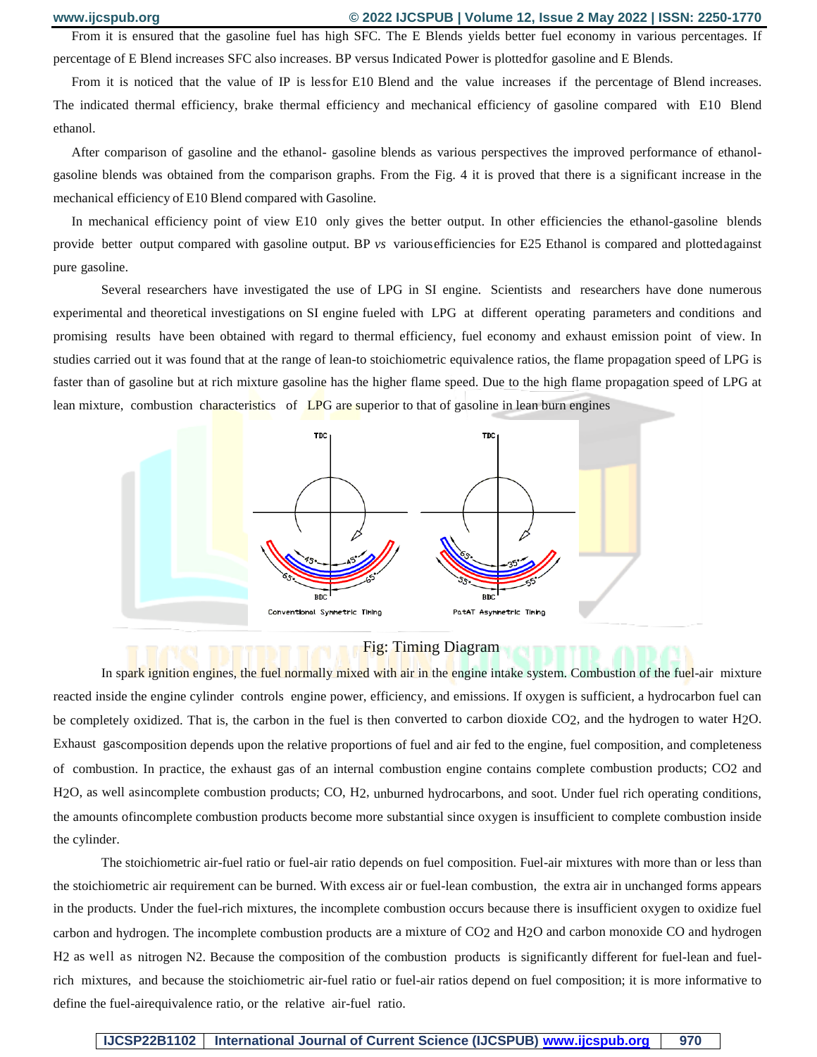From it is ensured that the gasoline fuel has high SFC. The E Blends yields better fuel economy in various percentages. If percentage of E Blend increases SFC also increases. BP versus Indicated Power is plottedfor gasoline and E Blends.

From it is noticed that the value of IP is lessfor E10 Blend and the value increases if the percentage of Blend increases. The indicated thermal efficiency, brake thermal efficiency and mechanical efficiency of gasoline compared with E10 Blend ethanol.

After comparison of gasoline and the ethanol- gasoline blends as various perspectives the improved performance of ethanol-gasoline blends was obtained from the comparison graphs. From the Fig. 4 it is proved that there is a significant increase in the mechanical efficiency of E10 Blend compared with Gasoline.

In mechanical efficiency point of view E10 only gives the better output. In other efficiencies the ethanol-gasoline blends provide better output compared with gasoline output. BP *vs* variousefficiencies for E25 Ethanol is compared and plottedagainst pure gasoline.

Several researchers have investigated the use of LPG in SI engine. Scientists and researchers have done numerous experimental and theoretical investigations on SI engine fueled with LPG at different operating parameters and conditions and promising results have been obtained with regard to thermal efficiency, fuel economy and exhaust emission point of view. In studies carried out it was found that at the range of lean-to stoichiometric equivalence ratios, the flame propagation speed of LPG is faster than of gasoline but at rich mixture gasoline has the higher flame speed. Due to the high flame propagation speed of LPG at lean mixture, combustion characteristics of LPG are superior to that of gasoline in lean burn engines

TDC
45° 45°
65° 65°
BDC
Conventional Symmetric Timing

TDC
65° 35°
55° 55°
BDC
PatAT Asymmetric Timing

Fig: Timing Diagram

In spark ignition engines, the fuel normally mixed with air in the engine intake system. Combustion of the fuel-air mixture reacted inside the engine cylinder controls engine power, efficiency, and emissions. If oxygen is sufficient, a hydrocarbon fuel can be completely oxidized. That is, the carbon in the fuel is then converted to carbon dioxide $CO_2$, and the hydrogen to water $H_2O$. Exhaust gascomposition depends upon the relative proportions of fuel and air fed to the engine, fuel composition, and completeness of combustion. In practice, the exhaust gas of an internal combustion engine contains complete combustion products; $CO_2$ and $H_2O$, as well asincomplete combustion products; CO, $H_2$, unburned hydrocarbons, and soot. Under fuel rich operating conditions, the amounts ofincomplete combustion products become more substantial since oxygen is insufficient to complete combustion inside the cylinder.

The stoichiometric air-fuel ratio or fuel-air ratio depends on fuel composition. Fuel-air mixtures with more than or less than the stoichiometric air requirement can be burned. With excess air or fuel-lean combustion, the extra air in unchanged forms appears in the products. Under the fuel-rich mixtures, the incomplete combustion occurs because there is insufficient oxygen to oxidize fuel carbon and hydrogen. The incomplete combustion products are a mixture of $CO_2$ and $H_2O$ and carbon monoxide CO and hydrogen $H_2$ as well as nitrogen $N_2$. Because the composition of the combustion products is significantly different for fuel-lean and fuel-rich mixtures, and because the stoichiometric air-fuel ratio or fuel-air ratios depend on fuel composition; it is more informative to define the fuel-airequivalence ratio, or the relative air-fuel ratio.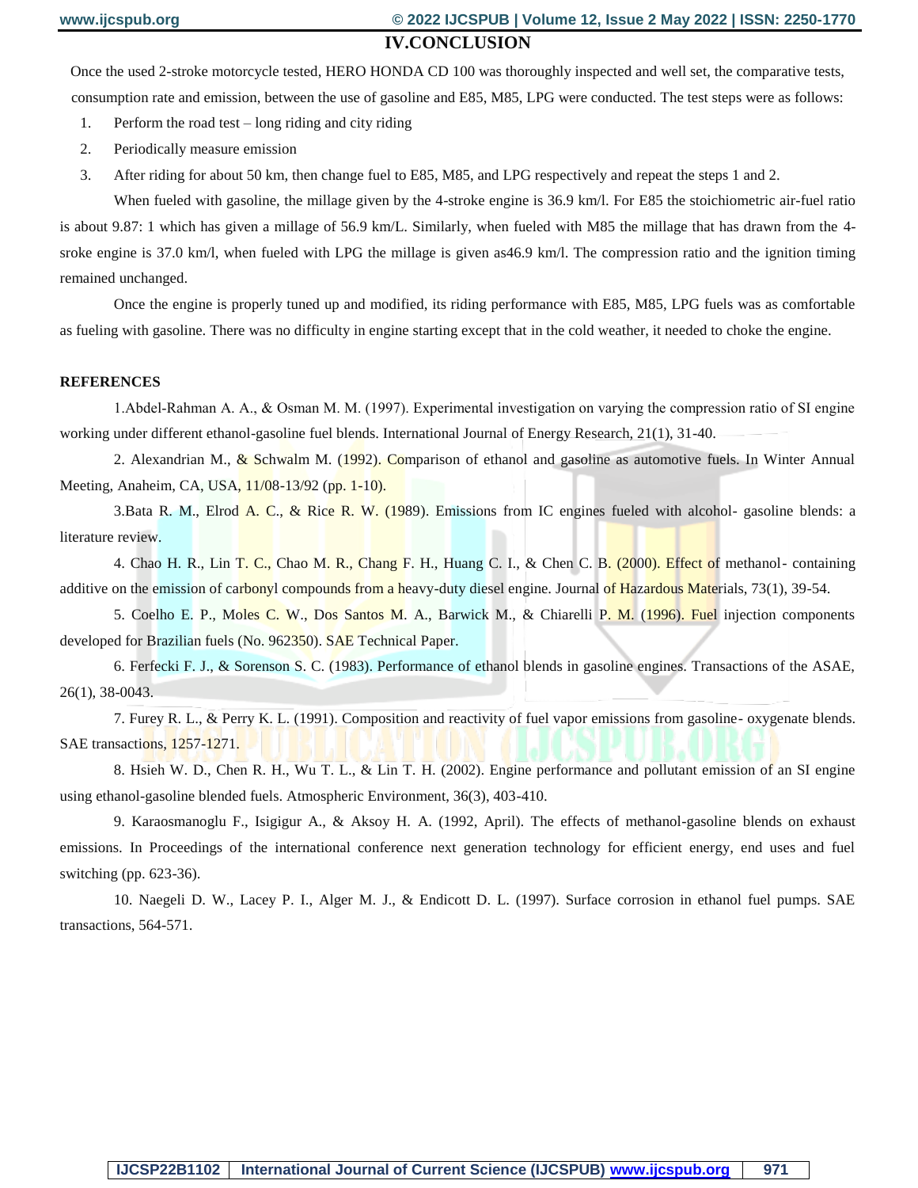## IV.CONCLUSION

Once the used 2-stroke motorcycle tested, HERO HONDA CD 100 was thoroughly inspected and well set, the comparative tests, consumption rate and emission, between the use of gasoline and E85, M85, LPG were conducted. The test steps were as follows:

1. Perform the road test – long riding and city riding
2. Periodically measure emission
3. After riding for about 50 km, then change fuel to E85, M85, and LPG respectively and repeat the steps 1 and 2.

When fueled with gasoline, the millage given by the 4-stroke engine is 36.9 km/l. For E85 the stoichiometric air-fuel ratio is about 9.87: 1 which has given a millage of 56.9 km/L. Similarly, when fueled with M85 the millage that has drawn from the 4-sroke engine is 37.0 km/l, when fueled with LPG the millage is given as46.9 km/l. The compression ratio and the ignition timing remained unchanged.

Once the engine is properly tuned up and modified, its riding performance with E85, M85, LPG fuels was as comfortable as fueling with gasoline. There was no difficulty in engine starting except that in the cold weather, it needed to choke the engine.

**REFERENCES**

1.Abdel-Rahman A. A., & Osman M. M. (1997). Experimental investigation on varying the compression ratio of SI engine working under different ethanol-gasoline fuel blends. International Journal of Energy Research, 21(1), 31-40.

2. Alexandrian M., & Schwalm M. (1992). Comparison of ethanol and gasoline as automotive fuels. In Winter Annual Meeting, Anaheim, CA, USA, 11/08-13/92 (pp. 1-10).

3.Bata R. M., Elrod A. C., & Rice R. W. (1989). Emissions from IC engines fueled with alcohol- gasoline blends: a literature review.

4. Chao H. R., Lin T. C., Chao M. R., Chang F. H., Huang C. I., & Chen C. B. (2000). Effect of methanol- containing additive on the emission of carbonyl compounds from a heavy-duty diesel engine. Journal of Hazardous Materials, 73(1), 39-54.

5. Coelho E. P., Moles C. W., Dos Santos M. A., Barwick M., & Chiarelli P. M. (1996). Fuel injection components developed for Brazilian fuels (No. 962350). SAE Technical Paper.

6. Ferfecki F. J., & Sorenson S. C. (1983). Performance of ethanol blends in gasoline engines. Transactions of the ASAE, 26(1), 38-0043.

7. Furey R. L., & Perry K. L. (1991). Composition and reactivity of fuel vapor emissions from gasoline- oxygenate blends. SAE transactions, 1257-1271.

8. Hsieh W. D., Chen R. H., Wu T. L., & Lin T. H. (2002). Engine performance and pollutant emission of an SI engine using ethanol-gasoline blended fuels. Atmospheric Environment, 36(3), 403-410.

9. Karaosmanoglu F., Isigigur A., & Aksoy H. A. (1992, April). The effects of methanol-gasoline blends on exhaust emissions. In Proceedings of the international conference next generation technology for efficient energy, end uses and fuel switching (pp. 623-36).

10. Naegeli D. W., Lacey P. I., Alger M. J., & Endicott D. L. (1997). Surface corrosion in ethanol fuel pumps. SAE transactions, 564-571.